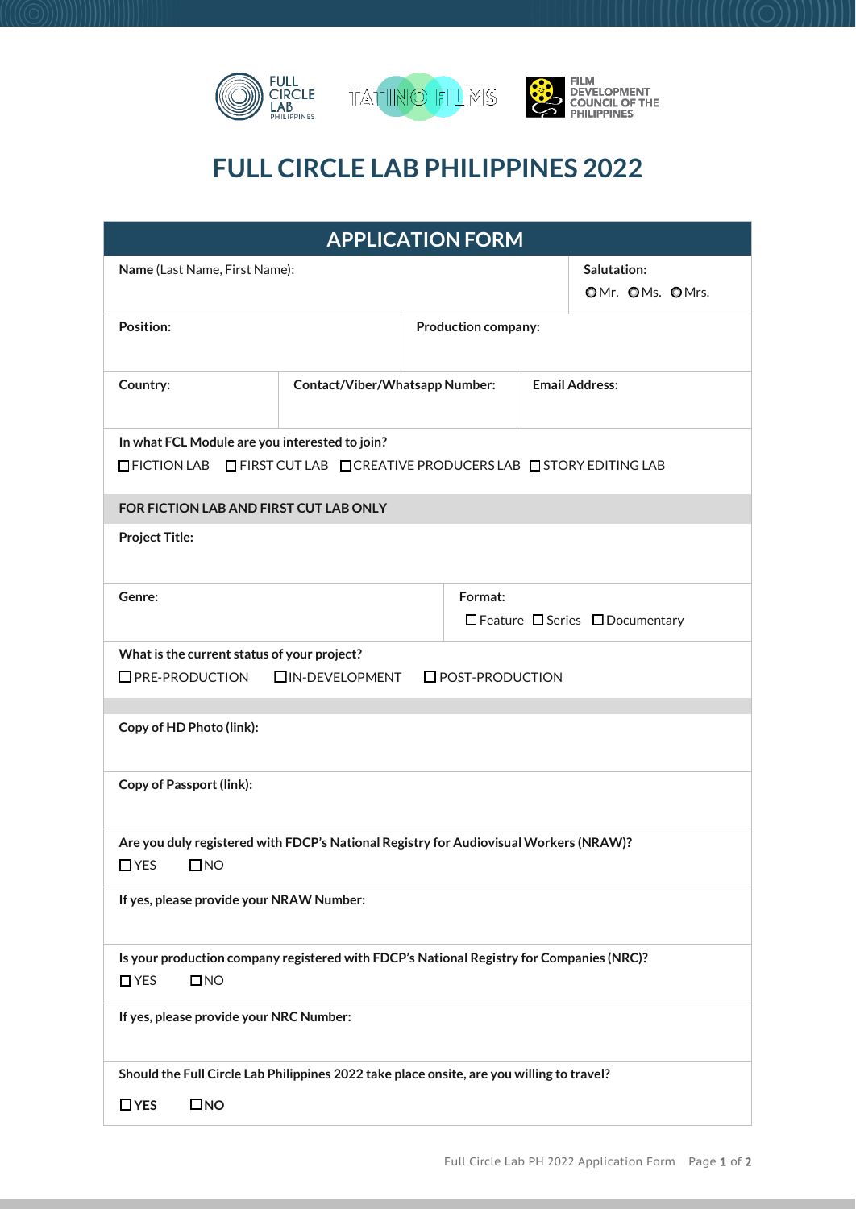# FULL CIRCLE LAB PHILIPPINES 2022

## APPLICATION FORM

| **Name** (Last Name, First Name): | | **Salutation:** ○ Mr. ○ Ms. ○ Mrs. |
|---|---|---|
| **Position:** | **Production company:** | |
| **Country:** | **Contact/Viber/Whatsapp Number:** | **Email Address:** |

**In what FCL Module are you interested to join?**

☐ FICTION LAB ☐ FIRST CUT LAB ☐ CREATIVE PRODUCERS LAB ☐ STORY EDITING LAB

**FOR FICTION LAB AND FIRST CUT LAB ONLY**

**Project Title:**

| **Genre:** | **Format:** ☐ Feature ☐ Series ☐ Documentary |
|---|---|

**What is the current status of your project?**

☐ PRE-PRODUCTION ☐ IN-DEVELOPMENT ☐ POST-PRODUCTION

**Copy of HD Photo (link):**

**Copy of Passport (link):**

**Are you duly registered with FDCP's National Registry for Audiovisual Workers (NRAW)?**

☐ YES ☐ NO

**If yes, please provide your NRAW Number:**

**Is your production company registered with FDCP's National Registry for Companies (NRC)?**

☐ YES ☐ NO

**If yes, please provide your NRC Number:**

**Should the Full Circle Lab Philippines 2022 take place onsite, are you willing to travel?**

☐ **YES** ☐ **NO**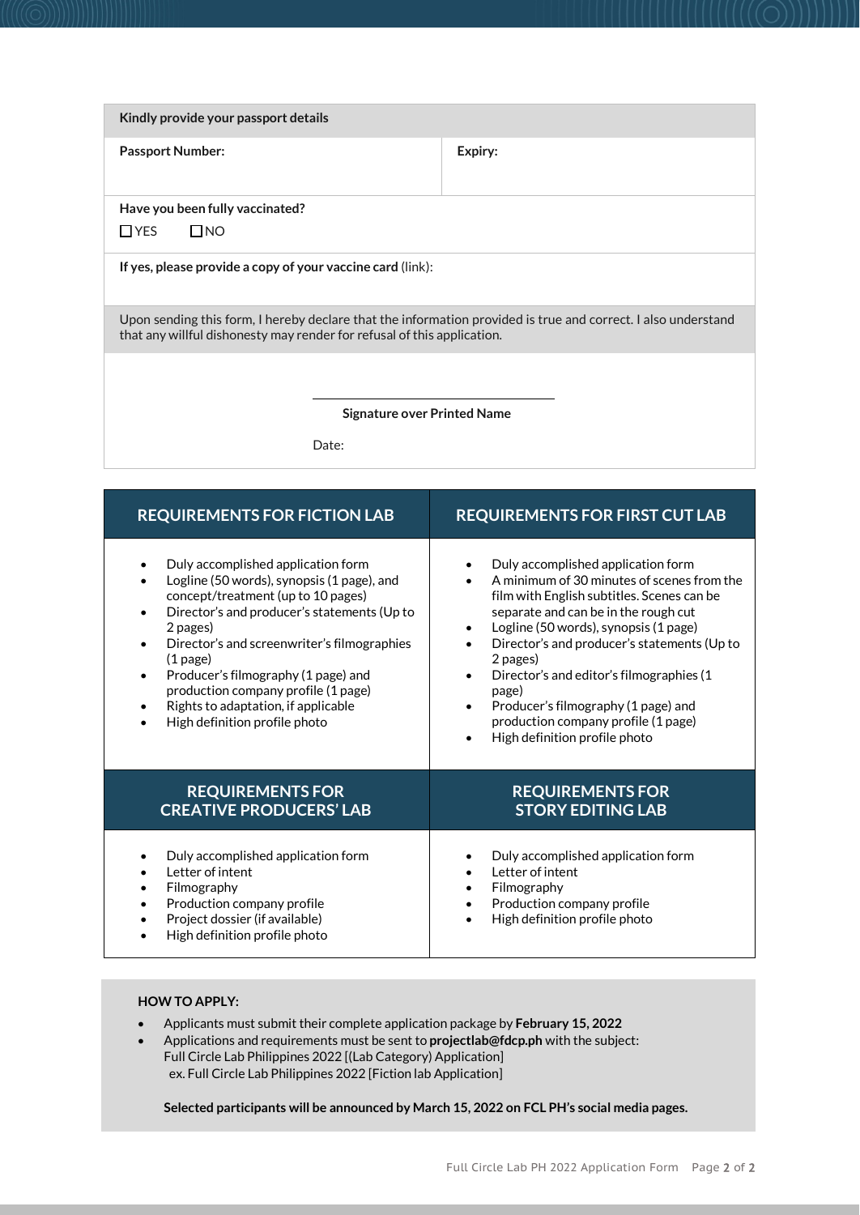| Kindly provide your passport details | |
|---|---|
| **Passport Number:** | **Expiry:** |
| **Have you been fully vaccinated?** ☐ YES ☐ NO | |
| **If yes, please provide a copy of your vaccine card** (link): | |

Upon sending this form, I hereby declare that the information provided is true and correct. I also understand that any willful dishonesty may render for refusal of this application.

**Signature over Printed Name**

Date:

## REQUIREMENTS FOR FICTION LAB

- Duly accomplished application form
- Logline (50 words), synopsis (1 page), and concept/treatment (up to 10 pages)
- Director's and producer's statements (Up to 2 pages)
- Director's and screenwriter's filmographies (1 page)
- Producer's filmography (1 page) and production company profile (1 page)
- Rights to adaptation, if applicable
- High definition profile photo

## REQUIREMENTS FOR FIRST CUT LAB

- Duly accomplished application form
- A minimum of 30 minutes of scenes from the film with English subtitles. Scenes can be separate and can be in the rough cut
- Logline (50 words), synopsis (1 page)
- Director's and producer's statements (Up to 2 pages)
- Director's and editor's filmographies (1 page)
- Producer's filmography (1 page) and production company profile (1 page)
- High definition profile photo

## REQUIREMENTS FOR CREATIVE PRODUCERS' LAB

- Duly accomplished application form
- Letter of intent
- Filmography
- Production company profile
- Project dossier (if available)
- High definition profile photo

## REQUIREMENTS FOR STORY EDITING LAB

- Duly accomplished application form
- Letter of intent
- Filmography
- Production company profile
- High definition profile photo

**HOW TO APPLY:**

- Applicants must submit their complete application package by **February 15, 2022**
- Applications and requirements must be sent to **projectlab@fdcp.ph** with the subject: Full Circle Lab Philippines 2022 [(Lab Category) Application]
  ex. Full Circle Lab Philippines 2022 [Fiction lab Application]

**Selected participants will be announced by March 15, 2022 on FCL PH's social media pages.**